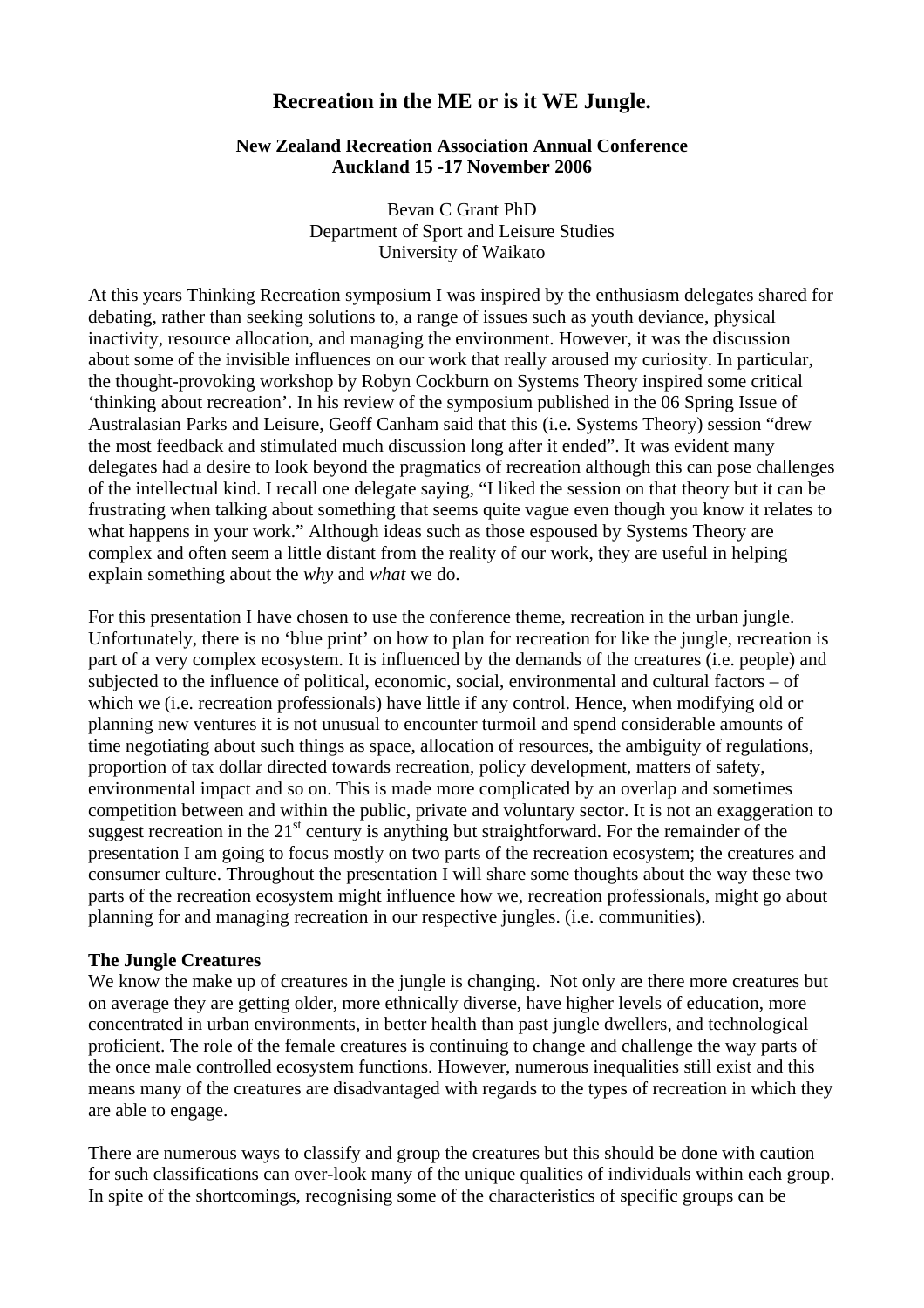# Recreation in the ME or is it WE Jungle.

**New Zealand Recreation Association Annual Conference**
**Auckland 15 -17 November 2006**

Bevan C Grant PhD
Department of Sport and Leisure Studies
University of Waikato

At this years Thinking Recreation symposium I was inspired by the enthusiasm delegates shared for debating, rather than seeking solutions to, a range of issues such as youth deviance, physical inactivity, resource allocation, and managing the environment. However, it was the discussion about some of the invisible influences on our work that really aroused my curiosity. In particular, the thought-provoking workshop by Robyn Cockburn on Systems Theory inspired some critical 'thinking about recreation'. In his review of the symposium published in the 06 Spring Issue of Australasian Parks and Leisure, Geoff Canham said that this (i.e. Systems Theory) session "drew the most feedback and stimulated much discussion long after it ended". It was evident many delegates had a desire to look beyond the pragmatics of recreation although this can pose challenges of the intellectual kind. I recall one delegate saying, "I liked the session on that theory but it can be frustrating when talking about something that seems quite vague even though you know it relates to what happens in your work." Although ideas such as those espoused by Systems Theory are complex and often seem a little distant from the reality of our work, they are useful in helping explain something about the *why* and *what* we do.

For this presentation I have chosen to use the conference theme, recreation in the urban jungle. Unfortunately, there is no 'blue print' on how to plan for recreation for like the jungle, recreation is part of a very complex ecosystem. It is influenced by the demands of the creatures (i.e. people) and subjected to the influence of political, economic, social, environmental and cultural factors – of which we (i.e. recreation professionals) have little if any control. Hence, when modifying old or planning new ventures it is not unusual to encounter turmoil and spend considerable amounts of time negotiating about such things as space, allocation of resources, the ambiguity of regulations, proportion of tax dollar directed towards recreation, policy development, matters of safety, environmental impact and so on. This is made more complicated by an overlap and sometimes competition between and within the public, private and voluntary sector. It is not an exaggeration to suggest recreation in the 21st century is anything but straightforward. For the remainder of the presentation I am going to focus mostly on two parts of the recreation ecosystem; the creatures and consumer culture. Throughout the presentation I will share some thoughts about the way these two parts of the recreation ecosystem might influence how we, recreation professionals, might go about planning for and managing recreation in our respective jungles. (i.e. communities).

**The Jungle Creatures**

We know the make up of creatures in the jungle is changing. Not only are there more creatures but on average they are getting older, more ethnically diverse, have higher levels of education, more concentrated in urban environments, in better health than past jungle dwellers, and technological proficient. The role of the female creatures is continuing to change and challenge the way parts of the once male controlled ecosystem functions. However, numerous inequalities still exist and this means many of the creatures are disadvantaged with regards to the types of recreation in which they are able to engage.

There are numerous ways to classify and group the creatures but this should be done with caution for such classifications can over-look many of the unique qualities of individuals within each group. In spite of the shortcomings, recognising some of the characteristics of specific groups can be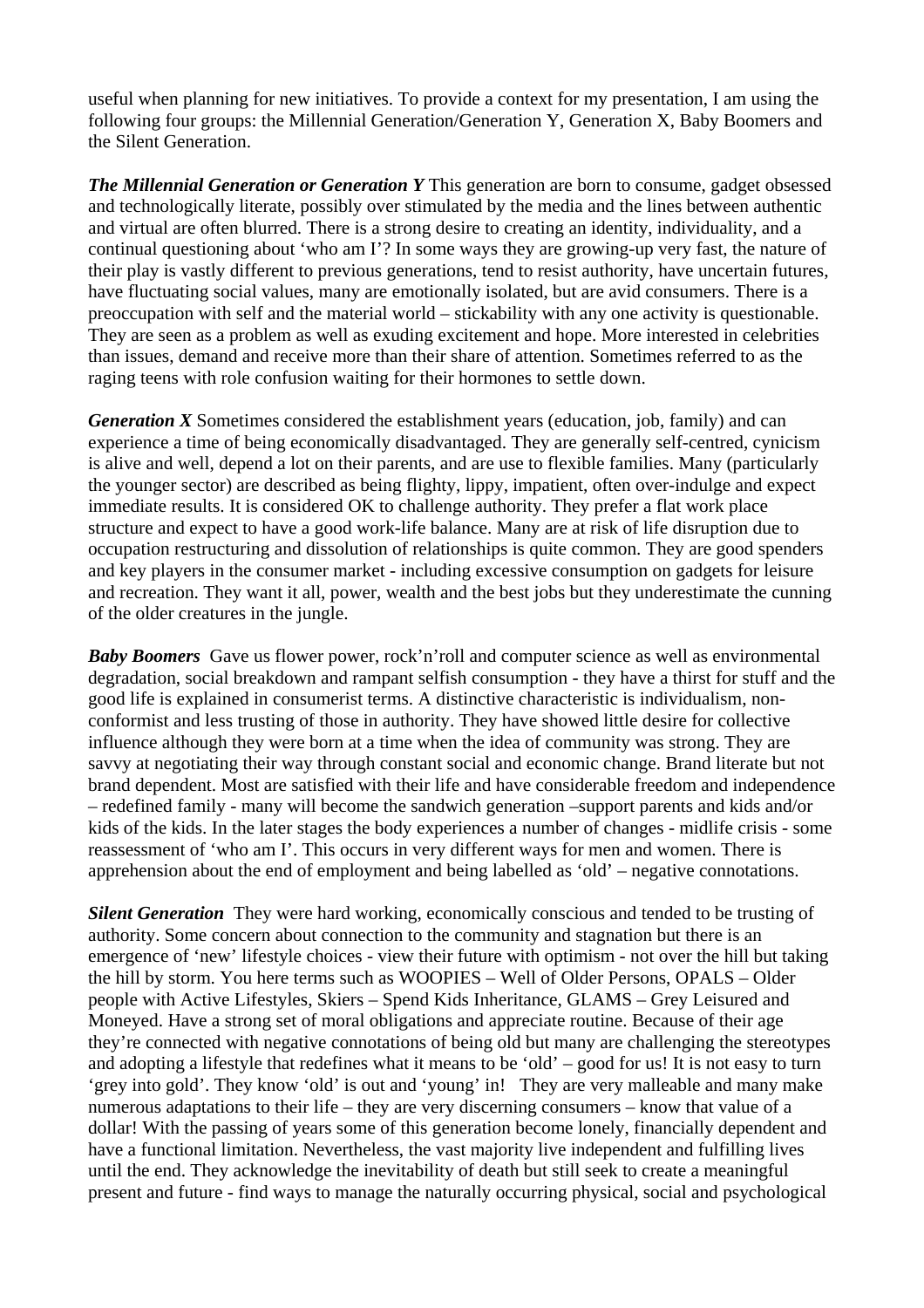useful when planning for new initiatives. To provide a context for my presentation, I am using the following four groups: the Millennial Generation/Generation Y, Generation X, Baby Boomers and the Silent Generation.

***The Millennial Generation or Generation Y*** This generation are born to consume, gadget obsessed and technologically literate, possibly over stimulated by the media and the lines between authentic and virtual are often blurred. There is a strong desire to creating an identity, individuality, and a continual questioning about 'who am I'? In some ways they are growing-up very fast, the nature of their play is vastly different to previous generations, tend to resist authority, have uncertain futures, have fluctuating social values, many are emotionally isolated, but are avid consumers. There is a preoccupation with self and the material world – stickability with any one activity is questionable. They are seen as a problem as well as exuding excitement and hope. More interested in celebrities than issues, demand and receive more than their share of attention. Sometimes referred to as the raging teens with role confusion waiting for their hormones to settle down.

***Generation X*** Sometimes considered the establishment years (education, job, family) and can experience a time of being economically disadvantaged. They are generally self-centred, cynicism is alive and well, depend a lot on their parents, and are use to flexible families. Many (particularly the younger sector) are described as being flighty, lippy, impatient, often over-indulge and expect immediate results. It is considered OK to challenge authority. They prefer a flat work place structure and expect to have a good work-life balance. Many are at risk of life disruption due to occupation restructuring and dissolution of relationships is quite common. They are good spenders and key players in the consumer market - including excessive consumption on gadgets for leisure and recreation. They want it all, power, wealth and the best jobs but they underestimate the cunning of the older creatures in the jungle.

***Baby Boomers*** Gave us flower power, rock'n'roll and computer science as well as environmental degradation, social breakdown and rampant selfish consumption - they have a thirst for stuff and the good life is explained in consumerist terms. A distinctive characteristic is individualism, non-conformist and less trusting of those in authority. They have showed little desire for collective influence although they were born at a time when the idea of community was strong. They are savvy at negotiating their way through constant social and economic change. Brand literate but not brand dependent. Most are satisfied with their life and have considerable freedom and independence – redefined family - many will become the sandwich generation –support parents and kids and/or kids of the kids. In the later stages the body experiences a number of changes - midlife crisis - some reassessment of 'who am I'. This occurs in very different ways for men and women. There is apprehension about the end of employment and being labelled as 'old' – negative connotations.

***Silent Generation*** They were hard working, economically conscious and tended to be trusting of authority. Some concern about connection to the community and stagnation but there is an emergence of 'new' lifestyle choices - view their future with optimism - not over the hill but taking the hill by storm. You here terms such as WOOPIES – Well of Older Persons, OPALS – Older people with Active Lifestyles, Skiers – Spend Kids Inheritance, GLAMS – Grey Leisured and Moneyed. Have a strong set of moral obligations and appreciate routine. Because of their age they're connected with negative connotations of being old but many are challenging the stereotypes and adopting a lifestyle that redefines what it means to be 'old' – good for us! It is not easy to turn 'grey into gold'. They know 'old' is out and 'young' in! They are very malleable and many make numerous adaptations to their life – they are very discerning consumers – know that value of a dollar! With the passing of years some of this generation become lonely, financially dependent and have a functional limitation. Nevertheless, the vast majority live independent and fulfilling lives until the end. They acknowledge the inevitability of death but still seek to create a meaningful present and future - find ways to manage the naturally occurring physical, social and psychological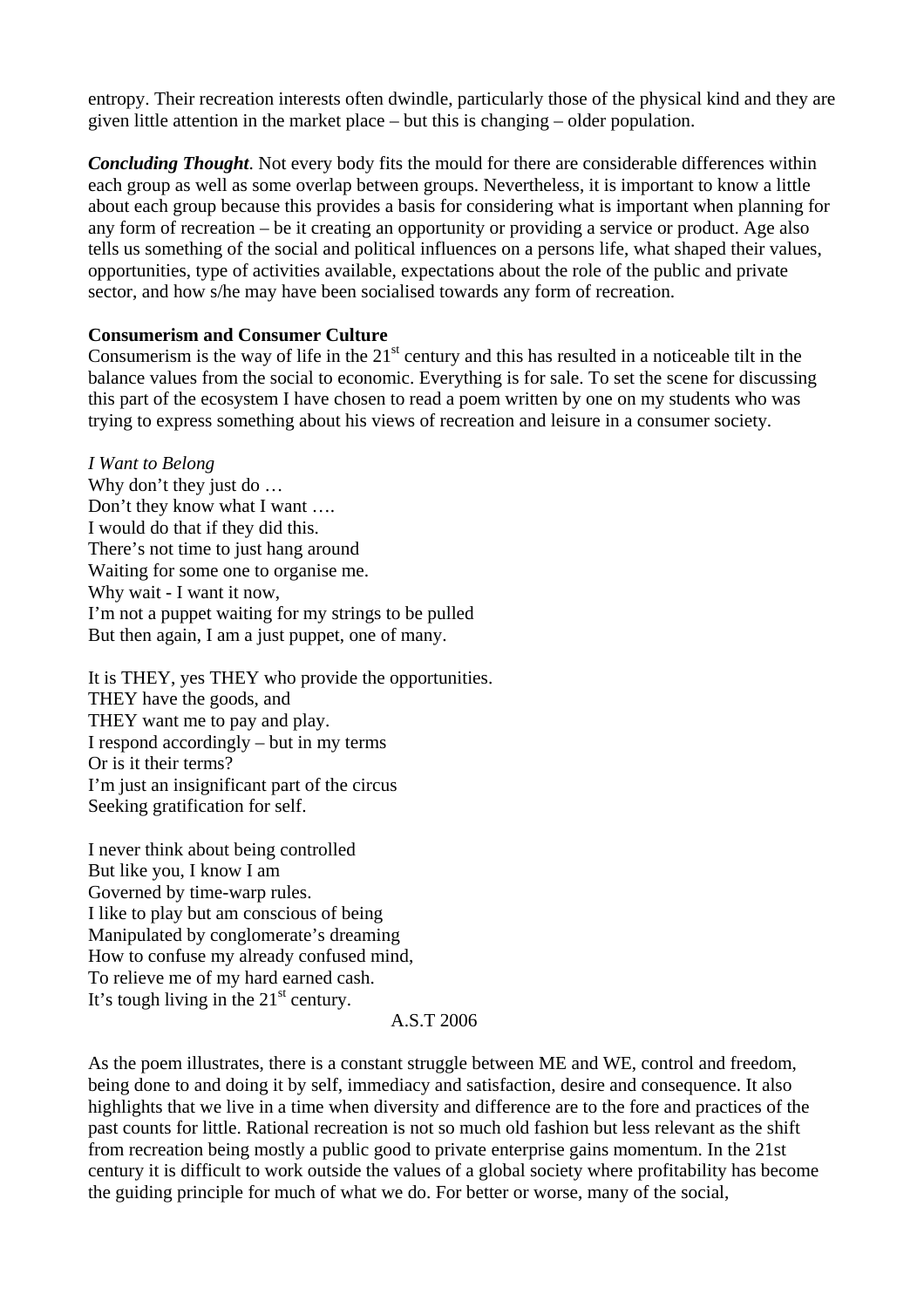entropy. Their recreation interests often dwindle, particularly those of the physical kind and they are given little attention in the market place – but this is changing – older population.

***Concluding Thought***. Not every body fits the mould for there are considerable differences within each group as well as some overlap between groups. Nevertheless, it is important to know a little about each group because this provides a basis for considering what is important when planning for any form of recreation – be it creating an opportunity or providing a service or product. Age also tells us something of the social and political influences on a persons life, what shaped their values, opportunities, type of activities available, expectations about the role of the public and private sector, and how s/he may have been socialised towards any form of recreation.

**Consumerism and Consumer Culture**

Consumerism is the way of life in the 21st century and this has resulted in a noticeable tilt in the balance values from the social to economic. Everything is for sale. To set the scene for discussing this part of the ecosystem I have chosen to read a poem written by one on my students who was trying to express something about his views of recreation and leisure in a consumer society.

*I Want to Belong*
Why don't they just do …
Don't they know what I want ….
I would do that if they did this.
There's not time to just hang around
Waiting for some one to organise me.
Why wait - I want it now,
I'm not a puppet waiting for my strings to be pulled
But then again, I am a just puppet, one of many.

It is THEY, yes THEY who provide the opportunities.
THEY have the goods, and
THEY want me to pay and play.
I respond accordingly – but in my terms
Or is it their terms?
I'm just an insignificant part of the circus
Seeking gratification for self.

I never think about being controlled
But like you, I know I am
Governed by time-warp rules.
I like to play but am conscious of being
Manipulated by conglomerate's dreaming
How to confuse my already confused mind,
To relieve me of my hard earned cash.
It's tough living in the 21st century.

A.S.T 2006

As the poem illustrates, there is a constant struggle between ME and WE, control and freedom, being done to and doing it by self, immediacy and satisfaction, desire and consequence. It also highlights that we live in a time when diversity and difference are to the fore and practices of the past counts for little. Rational recreation is not so much old fashion but less relevant as the shift from recreation being mostly a public good to private enterprise gains momentum. In the 21st century it is difficult to work outside the values of a global society where profitability has become the guiding principle for much of what we do. For better or worse, many of the social,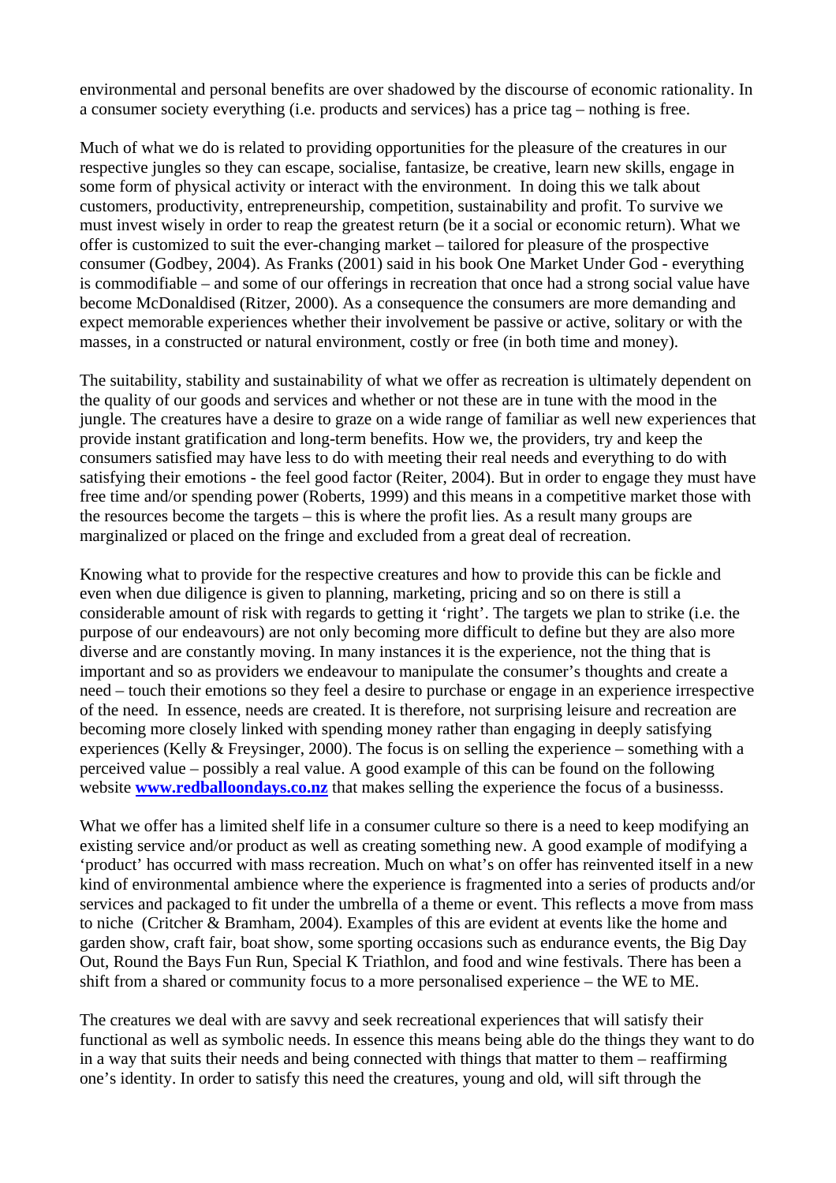environmental and personal benefits are over shadowed by the discourse of economic rationality. In a consumer society everything (i.e. products and services) has a price tag – nothing is free.

Much of what we do is related to providing opportunities for the pleasure of the creatures in our respective jungles so they can escape, socialise, fantasize, be creative, learn new skills, engage in some form of physical activity or interact with the environment. In doing this we talk about customers, productivity, entrepreneurship, competition, sustainability and profit. To survive we must invest wisely in order to reap the greatest return (be it a social or economic return). What we offer is customized to suit the ever-changing market – tailored for pleasure of the prospective consumer (Godbey, 2004). As Franks (2001) said in his book One Market Under God - everything is commodifiable – and some of our offerings in recreation that once had a strong social value have become McDonaldised (Ritzer, 2000). As a consequence the consumers are more demanding and expect memorable experiences whether their involvement be passive or active, solitary or with the masses, in a constructed or natural environment, costly or free (in both time and money).

The suitability, stability and sustainability of what we offer as recreation is ultimately dependent on the quality of our goods and services and whether or not these are in tune with the mood in the jungle. The creatures have a desire to graze on a wide range of familiar as well new experiences that provide instant gratification and long-term benefits. How we, the providers, try and keep the consumers satisfied may have less to do with meeting their real needs and everything to do with satisfying their emotions - the feel good factor (Reiter, 2004). But in order to engage they must have free time and/or spending power (Roberts, 1999) and this means in a competitive market those with the resources become the targets – this is where the profit lies. As a result many groups are marginalized or placed on the fringe and excluded from a great deal of recreation.

Knowing what to provide for the respective creatures and how to provide this can be fickle and even when due diligence is given to planning, marketing, pricing and so on there is still a considerable amount of risk with regards to getting it 'right'. The targets we plan to strike (i.e. the purpose of our endeavours) are not only becoming more difficult to define but they are also more diverse and are constantly moving. In many instances it is the experience, not the thing that is important and so as providers we endeavour to manipulate the consumer's thoughts and create a need – touch their emotions so they feel a desire to purchase or engage in an experience irrespective of the need. In essence, needs are created. It is therefore, not surprising leisure and recreation are becoming more closely linked with spending money rather than engaging in deeply satisfying experiences (Kelly & Freysinger, 2000). The focus is on selling the experience – something with a perceived value – possibly a real value. A good example of this can be found on the following website **www.redballoondays.co.nz** that makes selling the experience the focus of a businesss.

What we offer has a limited shelf life in a consumer culture so there is a need to keep modifying an existing service and/or product as well as creating something new. A good example of modifying a 'product' has occurred with mass recreation. Much on what's on offer has reinvented itself in a new kind of environmental ambience where the experience is fragmented into a series of products and/or services and packaged to fit under the umbrella of a theme or event. This reflects a move from mass to niche (Critcher & Bramham, 2004). Examples of this are evident at events like the home and garden show, craft fair, boat show, some sporting occasions such as endurance events, the Big Day Out, Round the Bays Fun Run, Special K Triathlon, and food and wine festivals. There has been a shift from a shared or community focus to a more personalised experience – the WE to ME.

The creatures we deal with are savvy and seek recreational experiences that will satisfy their functional as well as symbolic needs. In essence this means being able do the things they want to do in a way that suits their needs and being connected with things that matter to them – reaffirming one's identity. In order to satisfy this need the creatures, young and old, will sift through the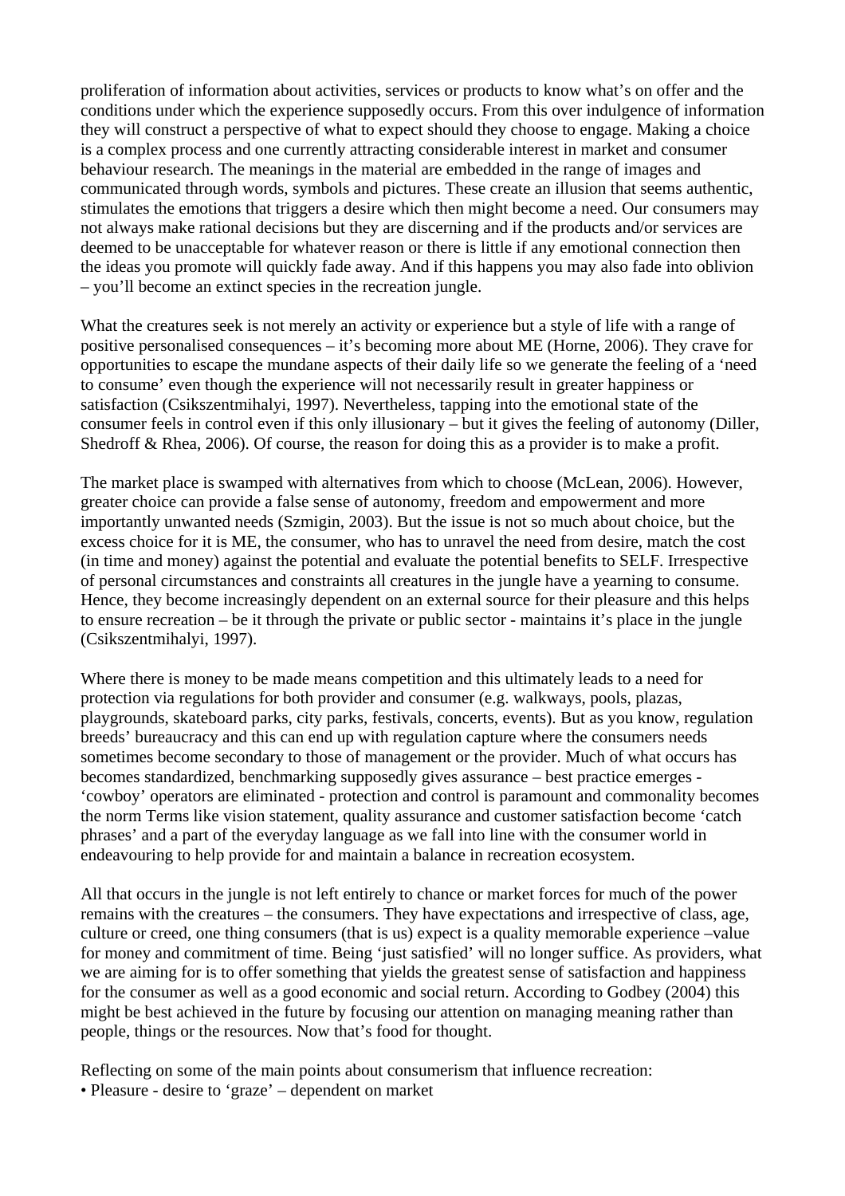proliferation of information about activities, services or products to know what's on offer and the conditions under which the experience supposedly occurs. From this over indulgence of information they will construct a perspective of what to expect should they choose to engage. Making a choice is a complex process and one currently attracting considerable interest in market and consumer behaviour research. The meanings in the material are embedded in the range of images and communicated through words, symbols and pictures. These create an illusion that seems authentic, stimulates the emotions that triggers a desire which then might become a need. Our consumers may not always make rational decisions but they are discerning and if the products and/or services are deemed to be unacceptable for whatever reason or there is little if any emotional connection then the ideas you promote will quickly fade away. And if this happens you may also fade into oblivion – you'll become an extinct species in the recreation jungle.

What the creatures seek is not merely an activity or experience but a style of life with a range of positive personalised consequences – it's becoming more about ME (Horne, 2006). They crave for opportunities to escape the mundane aspects of their daily life so we generate the feeling of a 'need to consume' even though the experience will not necessarily result in greater happiness or satisfaction (Csikszentmihalyi, 1997). Nevertheless, tapping into the emotional state of the consumer feels in control even if this only illusionary – but it gives the feeling of autonomy (Diller, Shedroff & Rhea, 2006). Of course, the reason for doing this as a provider is to make a profit.

The market place is swamped with alternatives from which to choose (McLean, 2006). However, greater choice can provide a false sense of autonomy, freedom and empowerment and more importantly unwanted needs (Szmigin, 2003). But the issue is not so much about choice, but the excess choice for it is ME, the consumer, who has to unravel the need from desire, match the cost (in time and money) against the potential and evaluate the potential benefits to SELF. Irrespective of personal circumstances and constraints all creatures in the jungle have a yearning to consume. Hence, they become increasingly dependent on an external source for their pleasure and this helps to ensure recreation – be it through the private or public sector - maintains it's place in the jungle (Csikszentmihalyi, 1997).

Where there is money to be made means competition and this ultimately leads to a need for protection via regulations for both provider and consumer (e.g. walkways, pools, plazas, playgrounds, skateboard parks, city parks, festivals, concerts, events). But as you know, regulation breeds' bureaucracy and this can end up with regulation capture where the consumers needs sometimes become secondary to those of management or the provider. Much of what occurs has becomes standardized, benchmarking supposedly gives assurance – best practice emerges - 'cowboy' operators are eliminated - protection and control is paramount and commonality becomes the norm Terms like vision statement, quality assurance and customer satisfaction become 'catch phrases' and a part of the everyday language as we fall into line with the consumer world in endeavouring to help provide for and maintain a balance in recreation ecosystem.

All that occurs in the jungle is not left entirely to chance or market forces for much of the power remains with the creatures – the consumers. They have expectations and irrespective of class, age, culture or creed, one thing consumers (that is us) expect is a quality memorable experience –value for money and commitment of time. Being 'just satisfied' will no longer suffice. As providers, what we are aiming for is to offer something that yields the greatest sense of satisfaction and happiness for the consumer as well as a good economic and social return. According to Godbey (2004) this might be best achieved in the future by focusing our attention on managing meaning rather than people, things or the resources. Now that's food for thought.

Reflecting on some of the main points about consumerism that influence recreation:

- Pleasure - desire to 'graze' – dependent on market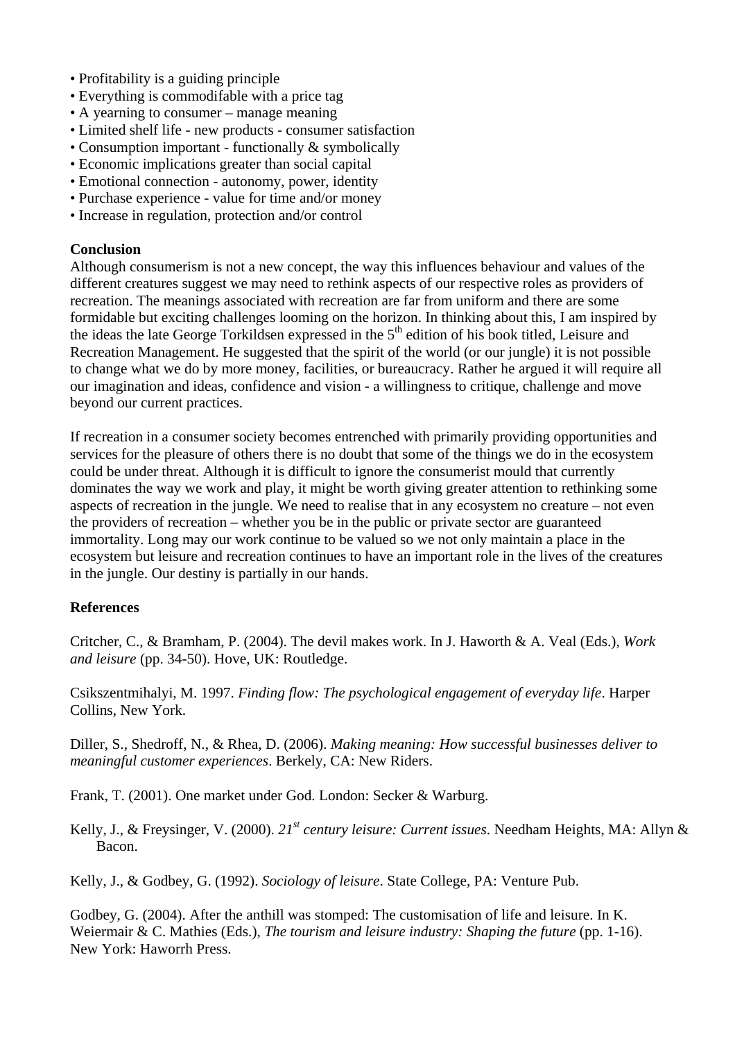- Profitability is a guiding principle
- Everything is commodifable with a price tag
- A yearning to consumer – manage meaning
- Limited shelf life - new products - consumer satisfaction
- Consumption important - functionally & symbolically
- Economic implications greater than social capital
- Emotional connection - autonomy, power, identity
- Purchase experience - value for time and/or money
- Increase in regulation, protection and/or control

**Conclusion**

Although consumerism is not a new concept, the way this influences behaviour and values of the different creatures suggest we may need to rethink aspects of our respective roles as providers of recreation. The meanings associated with recreation are far from uniform and there are some formidable but exciting challenges looming on the horizon. In thinking about this, I am inspired by the ideas the late George Torkildsen expressed in the 5th edition of his book titled, Leisure and Recreation Management. He suggested that the spirit of the world (or our jungle) it is not possible to change what we do by more money, facilities, or bureaucracy. Rather he argued it will require all our imagination and ideas, confidence and vision - a willingness to critique, challenge and move beyond our current practices.

If recreation in a consumer society becomes entrenched with primarily providing opportunities and services for the pleasure of others there is no doubt that some of the things we do in the ecosystem could be under threat. Although it is difficult to ignore the consumerist mould that currently dominates the way we work and play, it might be worth giving greater attention to rethinking some aspects of recreation in the jungle. We need to realise that in any ecosystem no creature – not even the providers of recreation – whether you be in the public or private sector are guaranteed immortality. Long may our work continue to be valued so we not only maintain a place in the ecosystem but leisure and recreation continues to have an important role in the lives of the creatures in the jungle. Our destiny is partially in our hands.

**References**

Critcher, C., & Bramham, P. (2004). The devil makes work. In J. Haworth & A. Veal (Eds.), *Work and leisure* (pp. 34-50). Hove, UK: Routledge.

Csikszentmihalyi, M. 1997. *Finding flow: The psychological engagement of everyday life*. Harper Collins, New York.

Diller, S., Shedroff, N., & Rhea, D. (2006). *Making meaning: How successful businesses deliver to meaningful customer experiences*. Berkely, CA: New Riders.

Frank, T. (2001). One market under God. London: Secker & Warburg.

Kelly, J., & Freysinger, V. (2000). *21st century leisure: Current issues*. Needham Heights, MA: Allyn & Bacon.

Kelly, J., & Godbey, G. (1992). *Sociology of leisure*. State College, PA: Venture Pub.

Godbey, G. (2004). After the anthill was stomped: The customisation of life and leisure. In K. Weiermair & C. Mathies (Eds.), *The tourism and leisure industry: Shaping the future* (pp. 1-16). New York: Haworrh Press.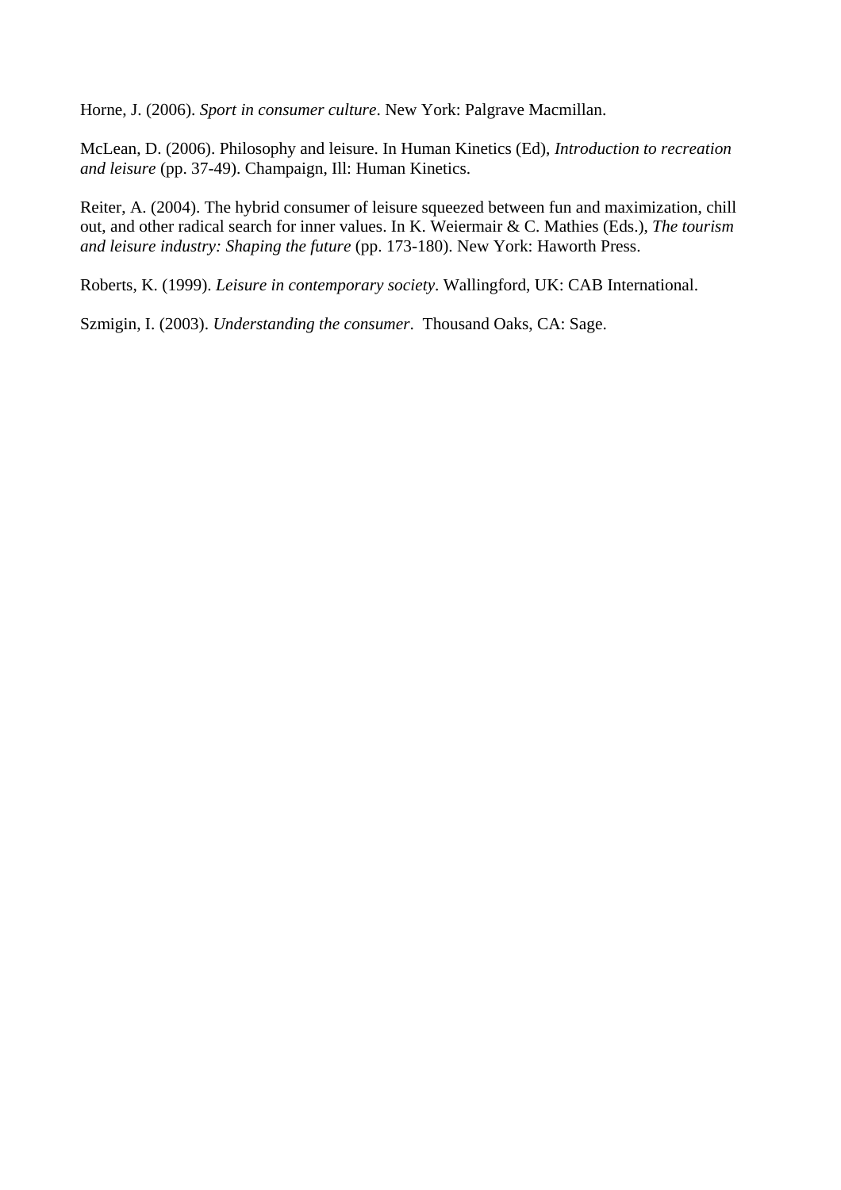Horne, J. (2006). *Sport in consumer culture*. New York: Palgrave Macmillan.

McLean, D. (2006). Philosophy and leisure. In Human Kinetics (Ed), *Introduction to recreation and leisure* (pp. 37-49). Champaign, Ill: Human Kinetics.

Reiter, A. (2004). The hybrid consumer of leisure squeezed between fun and maximization, chill out, and other radical search for inner values. In K. Weiermair & C. Mathies (Eds.), *The tourism and leisure industry: Shaping the future* (pp. 173-180). New York: Haworth Press.

Roberts, K. (1999). *Leisure in contemporary society*. Wallingford, UK: CAB International.

Szmigin, I. (2003). *Understanding the consumer*. Thousand Oaks, CA: Sage.